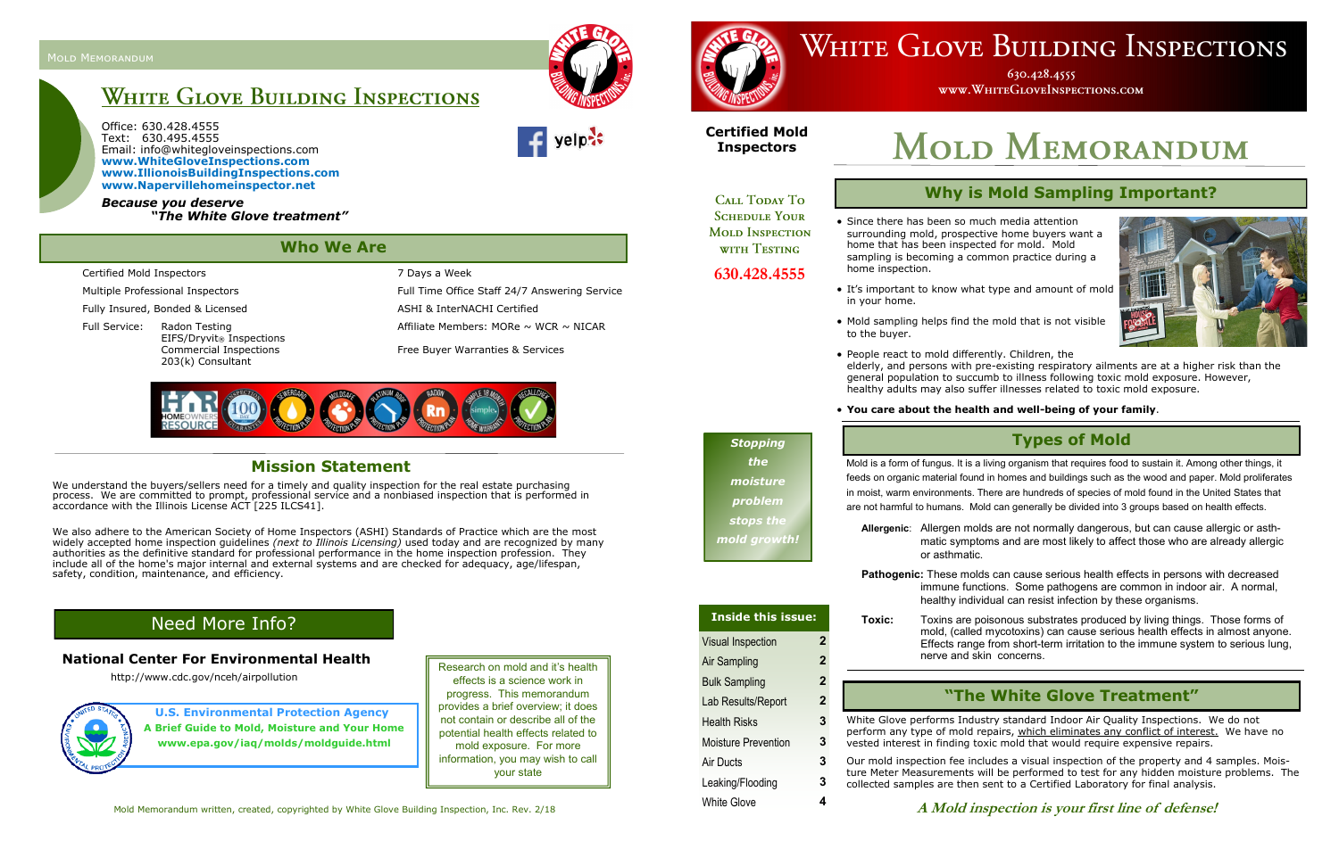# White Glove Building Inspections

Office: 630.428.4555
Text: 630.495.4555
Email: info@whitegloveinspections.com
**www.WhiteGloveInspections.com**
**www.IllionoisBuildingInspections.com**
**www.Napervillehomeinspector.net**

***Because you deserve "The White Glove treatment"***

## Who We Are

- Certified Mold Inspectors
- Multiple Professional Inspectors
- Fully Insured, Bonded & Licensed
- Full Service: Radon Testing, EIFS/Dryvit® Inspections, Commercial Inspections, 203(k) Consultant
- 7 Days a Week
- Full Time Office Staff 24/7 Answering Service
- ASHI & InterNACHI Certified
- Affiliate Members: MORe ~ WCR ~ NICAR
- Free Buyer Warranties & Services

## Mission Statement

We understand the buyers/sellers need for a timely and quality inspection for the real estate purchasing process. We are committed to prompt, professional service and a nonbiased inspection that is performed in accordance with the Illinois License ACT [225 ILCS41].

We also adhere to the American Society of Home Inspectors (ASHI) Standards of Practice which are the most widely accepted home inspection guidelines *(next to Illinois Licensing)* used today and are recognized by many authorities as the definitive standard for professional performance in the home inspection profession. They include all of the home's major internal and external systems and are checked for adequacy, age/lifespan, safety, condition, maintenance, and efficiency.

## Need More Info?

### National Center For Environmental Health

http://www.cdc.gov/nceh/airpollution

**U.S. Environmental Protection Agency**
**A Brief Guide to Mold, Moisture and Your Home**
**www.epa.gov/iaq/molds/moldguide.html**

Research on mold and it's health effects is a science work in progress. This memorandum provides a brief overview; it does not contain or describe all of the potential health effects related to mold exposure. For more information, you may wish to call your state

Mold Memorandum written, created, copyrighted by White Glove Building Inspection, Inc. Rev. 2/18

# White Glove Building Inspections

630.428.4555
www.WhiteGloveInspections.com

**Certified Mold Inspectors**

Call Today To Schedule Your Mold Inspection with Testing

**630.428.4555**

***Stopping the moisture problem stops the mold growth!***

**Inside this issue:**

| | |
|---|---|
| Visual Inspection | 2 |
| Air Sampling | 2 |
| Bulk Sampling | 2 |
| Lab Results/Report | 2 |
| Health Risks | 3 |
| Moisture Prevention | 3 |
| Air Ducts | 3 |
| Leaking/Flooding | 3 |
| White Glove | 4 |

# Mold Memorandum

## Why is Mold Sampling Important?

- Since there has been so much media attention surrounding mold, prospective home buyers want a home that has been inspected for mold. Mold sampling is becoming a common practice during a home inspection.
- It's important to know what type and amount of mold in your home.
- Mold sampling helps find the mold that is not visible to the buyer.
- People react to mold differently. Children, the elderly, and persons with pre-existing respiratory ailments are at a higher risk than the general population to succumb to illness following toxic mold exposure. However, healthy adults may also suffer illnesses related to toxic mold exposure.
- **You care about the health and well-being of your family**.

## Types of Mold

Mold is a form of fungus. It is a living organism that requires food to sustain it. Among other things, it feeds on organic material found in homes and buildings such as the wood and paper. Mold proliferates in moist, warm environments. There are hundreds of species of mold found in the United States that are not harmful to humans. Mold can generally be divided into 3 groups based on health effects.

**Allergenic**: Allergen molds are not normally dangerous, but can cause allergic or asthmatic symptoms and are most likely to affect those who are already allergic or asthmatic.

**Pathogenic:** These molds can cause serious health effects in persons with decreased immune functions. Some pathogens are common in indoor air. A normal, healthy individual can resist infection by these organisms.

**Toxic:** Toxins are poisonous substrates produced by living things. Those forms of mold, (called mycotoxins) can cause serious health effects in almost anyone. Effects range from short-term irritation to the immune system to serious lung, nerve and skin concerns.

## "The White Glove Treatment"

White Glove performs Industry standard Indoor Air Quality Inspections. We do not perform any type of mold repairs, which eliminates any conflict of interest. We have no vested interest in finding toxic mold that would require expensive repairs.

Our mold inspection fee includes a visual inspection of the property and 4 samples. Moisture Meter Measurements will be performed to test for any hidden moisture problems. The collected samples are then sent to a Certified Laboratory for final analysis.

***A Mold inspection is your first line of defense!***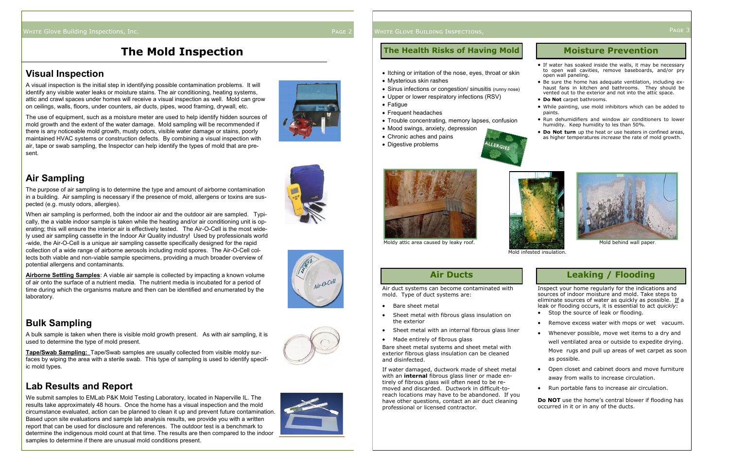# The Mold Inspection

## Visual Inspection

A visual inspection is the initial step in identifying possible contamination problems. It will identify any visible water leaks or moisture stains. The air conditioning, heating systems, attic and crawl spaces under homes will receive a visual inspection as well. Mold can grow on ceilings, walls, floors, under counters, air ducts, pipes, wood framing, drywall, etc.

The use of equipment, such as a moisture meter are used to help identify hidden sources of mold growth and the extent of the water damage. Mold sampling will be recommended if there is any noticeable mold growth, musty odors, visible water damage or stains, poorly maintained HVAC systems or construction defects. By combining a visual inspection with air, tape or swab sampling, the Inspector can help identify the types of mold that are present.

## Air Sampling

The purpose of air sampling is to determine the type and amount of airborne contamination in a building. Air sampling is necessary if the presence of mold, allergens or toxins are suspected (e.g. musty odors, allergies).

When air sampling is performed, both the indoor air and the outdoor air are sampled. Typically, the a viable indoor sample is taken while the heating and/or air conditioning unit is operating; this will ensure the interior air is effectively tested. The Air-O-Cell is the most widely used air sampling cassette in the Indoor Air Quality industry! Used by professionals world-wide, the Air-O-Cell is a unique air sampling cassette specifically designed for the rapid collection of a wide range of airborne aerosols including mold spores. The Air-O-Cell collects both viable and non-viable sample specimens, providing a much broader overview of potential allergens and contaminants.

**Airborne Settling Samples**: A viable air sample is collected by impacting a known volume of air onto the surface of a nutrient media. The nutrient media is incubated for a period of time during which the organisms mature and then can be identified and enumerated by the laboratory.

## Bulk Sampling

A bulk sample is taken when there is visible mold growth present. As with air sampling, it is used to determine the type of mold present.

**Tape/Swab Sampling:** Tape/Swab samples are usually collected from visible moldy surfaces by wiping the area with a sterile swab. This type of sampling is used to identify specific mold types.

## Lab Results and Report

We submit samples to EMLab P&K Mold Testing Laboratory, located in Naperville IL. The results take approximately 48 hours. Once the home has a visual inspection and the mold circumstance evaluated, action can be planned to clean it up and prevent future contamination. Based upon site evaluations and sample lab analysis results, we provide you with a written report that can be used for disclosure and references. The outdoor test is a benchmark to determine the indigenous mold count at that time. The results are then compared to the indoor samples to determine if there are unusual mold conditions present.

## The Health Risks of Having Mold

- Itching or irritation of the nose, eyes, throat or skin
- Mysterious skin rashes
- Sinus infections or congestion/ sinusitis (runny nose)
- Upper or lower respiratory infections (RSV)
- Fatigue
- Frequent headaches
- Trouble concentrating, memory lapses, confusion
- Mood swings, anxiety, depression
- Chronic aches and pains
- Digestive problems

## Moisture Prevention

- If water has soaked inside the walls, it may be necessary to open wall cavities, remove baseboards, and/or pry open wall paneling.
- Be sure the home has adequate ventilation, including exhaust fans in kitchen and bathrooms. They should be vented out to the exterior and not into the attic space.
- **Do Not** carpet bathrooms.
- While painting, use mold inhibitors which can be added to paints.
- Run dehumidifiers and window air conditioners to lower humidity. Keep humidity to les than 50%.
- **Do Not turn** up the heat or use heaters in confined areas, as higher temperatures *increase* the rate of mold growth.

Moldy attic area caused by leaky roof.

Mold infested insulation.

Mold behind wall paper.

## Air Ducts

Air duct systems can become contaminated with mold. Type of duct systems are:

- Bare sheet metal
- Sheet metal with fibrous glass insulation on the exterior
- Sheet metal with an internal fibrous glass liner
- Made entirely of fibrous glass

Bare sheet metal systems and sheet metal with exterior fibrous glass insulation can be cleaned and disinfected.

If water damaged, ductwork made of sheet metal with an **internal** fibrous glass liner or made entirely of fibrous glass will often need to be removed and discarded. Ductwork in difficult-to-reach locations may have to be abandoned. If you have other questions, contact an air duct cleaning professional or licensed contractor.

## Leaking / Flooding

Inspect your home regularly for the indications and sources of indoor moisture and mold. Take steps to eliminate sources of water as quickly as possible. If a leak or flooding occurs, it is essential to act *quickly*:

- Stop the source of leak or flooding.
- Remove excess water with mops or wet vacuum.
- Whenever possible, move wet items to a dry and well ventilated area or outside to expedite drying. Move rugs and pull up areas of wet carpet as soon as possible.
- Open closet and cabinet doors and move furniture away from walls to increase circulation.
- Run portable fans to increase air circulation.

**Do NOT** use the home's central blower if flooding has occurred in it or in any of the ducts.